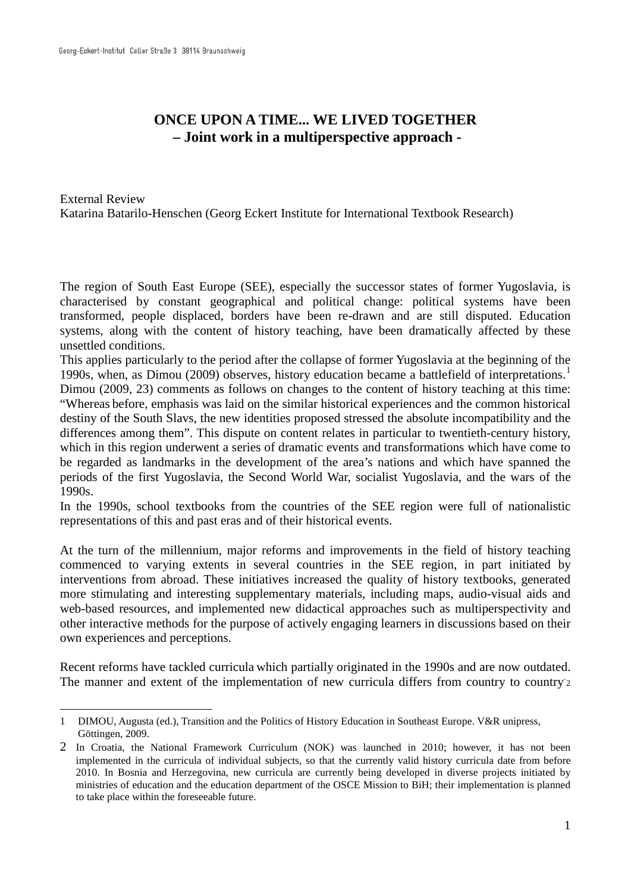# ONCE UPON A TIME... WE LIVED TOGETHER
## – Joint work in a multiperspective approach -

External Review
Katarina Batarilo-Henschen (Georg Eckert Institute for International Textbook Research)

The region of South East Europe (SEE), especially the successor states of former Yugoslavia, is characterised by constant geographical and political change: political systems have been transformed, people displaced, borders have been re-drawn and are still disputed. Education systems, along with the content of history teaching, have been dramatically affected by these unsettled conditions.
This applies particularly to the period after the collapse of former Yugoslavia at the beginning of the 1990s, when, as Dimou (2009) observes, history education became a battlefield of interpretations.[1] Dimou (2009, 23) comments as follows on changes to the content of history teaching at this time: "Whereas before, emphasis was laid on the similar historical experiences and the common historical destiny of the South Slavs, the new identities proposed stressed the absolute incompatibility and the differences among them". This dispute on content relates in particular to twentieth-century history, which in this region underwent a series of dramatic events and transformations which have come to be regarded as landmarks in the development of the area's nations and which have spanned the periods of the first Yugoslavia, the Second World War, socialist Yugoslavia, and the wars of the 1990s.
In the 1990s, school textbooks from the countries of the SEE region were full of nationalistic representations of this and past eras and of their historical events.

At the turn of the millennium, major reforms and improvements in the field of history teaching commenced to varying extents in several countries in the SEE region, in part initiated by interventions from abroad. These initiatives increased the quality of history textbooks, generated more stimulating and interesting supplementary materials, including maps, audio-visual aids and web-based resources, and implemented new didactical approaches such as multiperspectivity and other interactive methods for the purpose of actively engaging learners in discussions based on their own experiences and perceptions.

Recent reforms have tackled curricula which partially originated in the 1990s and are now outdated. The manner and extent of the implementation of new curricula differs from country to country.[2]

---

1 DIMOU, Augusta (ed.), Transition and the Politics of History Education in Southeast Europe. V&R unipress, Göttingen, 2009.

2 In Croatia, the National Framework Curriculum (NOK) was launched in 2010; however, it has not been implemented in the curricula of individual subjects, so that the currently valid history curricula date from before 2010. In Bosnia and Herzegovina, new curricula are currently being developed in diverse projects initiated by ministries of education and the education department of the OSCE Mission to BiH; their implementation is planned to take place within the foreseeable future.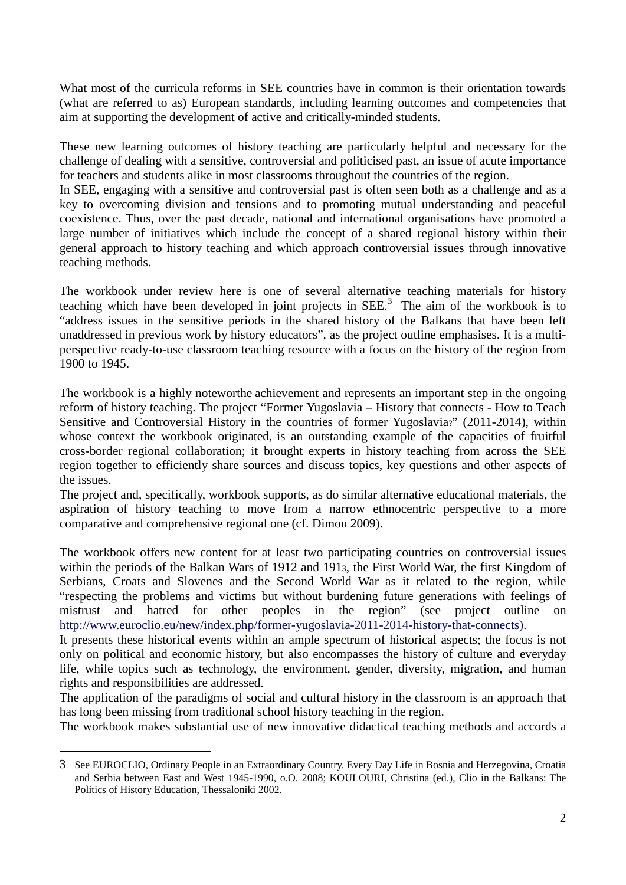What most of the curricula reforms in SEE countries have in common is their orientation towards (what are referred to as) European standards, including learning outcomes and competencies that aim at supporting the development of active and critically-minded students.

These new learning outcomes of history teaching are particularly helpful and necessary for the challenge of dealing with a sensitive, controversial and politicised past, an issue of acute importance for teachers and students alike in most classrooms throughout the countries of the region.
In SEE, engaging with a sensitive and controversial past is often seen both as a challenge and as a key to overcoming division and tensions and to promoting mutual understanding and peaceful coexistence. Thus, over the past decade, national and international organisations have promoted a large number of initiatives which include the concept of a shared regional history within their general approach to history teaching and which approach controversial issues through innovative teaching methods.

The workbook under review here is one of several alternative teaching materials for history teaching which have been developed in joint projects in SEE.[3] The aim of the workbook is to "address issues in the sensitive periods in the shared history of the Balkans that have been left unaddressed in previous work by history educators", as the project outline emphasises. It is a multi-perspective ready-to-use classroom teaching resource with a focus on the history of the region from 1900 to 1945.

The workbook is a highly noteworthe achievement and represents an important step in the ongoing reform of history teaching. The project "Former Yugoslavia – History that connects - How to Teach Sensitive and Controversial History in the countries of former Yugoslavia?" (2011-2014), within whose context the workbook originated, is an outstanding example of the capacities of fruitful cross-border regional collaboration; it brought experts in history teaching from across the SEE region together to efficiently share sources and discuss topics, key questions and other aspects of the issues.
The project and, specifically, workbook supports, as do similar alternative educational materials, the aspiration of history teaching to move from a narrow ethnocentric perspective to a more comparative and comprehensive regional one (cf. Dimou 2009).

The workbook offers new content for at least two participating countries on controversial issues within the periods of the Balkan Wars of 1912 and 1913, the First World War, the first Kingdom of Serbians, Croats and Slovenes and the Second World War as it related to the region, while "respecting the problems and victims but without burdening future generations with feelings of mistrust and hatred for other peoples in the region" (see project outline on http://www.euroclio.eu/new/index.php/former-yugoslavia-2011-2014-history-that-connects).
It presents these historical events within an ample spectrum of historical aspects; the focus is not only on political and economic history, but also encompasses the history of culture and everyday life, while topics such as technology, the environment, gender, diversity, migration, and human rights and responsibilities are addressed.
The application of the paradigms of social and cultural history in the classroom is an approach that has long been missing from traditional school history teaching in the region.
The workbook makes substantial use of new innovative didactical teaching methods and accords a

---

3 See EUROCLIO, Ordinary People in an Extraordinary Country. Every Day Life in Bosnia and Herzegovina, Croatia and Serbia between East and West 1945-1990, o.O. 2008; KOULOURI, Christina (ed.), Clio in the Balkans: The Politics of History Education, Thessaloniki 2002.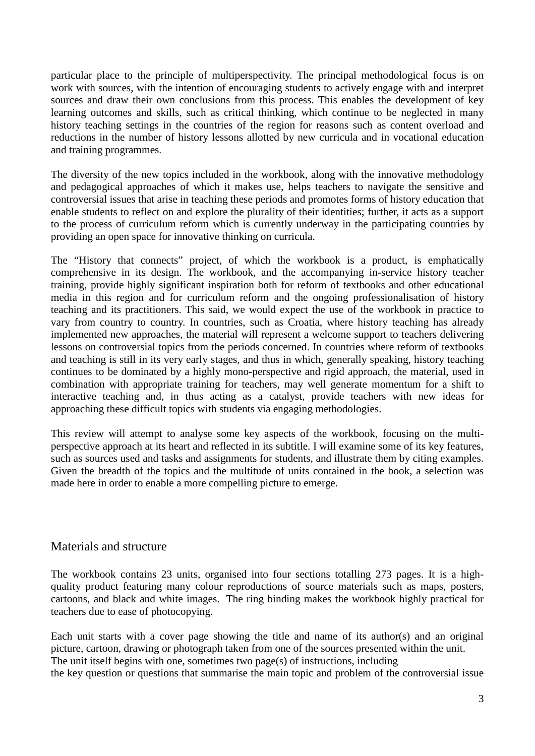particular place to the principle of multiperspectivity. The principal methodological focus is on work with sources, with the intention of encouraging students to actively engage with and interpret sources and draw their own conclusions from this process. This enables the development of key learning outcomes and skills, such as critical thinking, which continue to be neglected in many history teaching settings in the countries of the region for reasons such as content overload and reductions in the number of history lessons allotted by new curricula and in vocational education and training programmes.

The diversity of the new topics included in the workbook, along with the innovative methodology and pedagogical approaches of which it makes use, helps teachers to navigate the sensitive and controversial issues that arise in teaching these periods and promotes forms of history education that enable students to reflect on and explore the plurality of their identities; further, it acts as a support to the process of curriculum reform which is currently underway in the participating countries by providing an open space for innovative thinking on curricula.

The "History that connects" project, of which the workbook is a product, is emphatically comprehensive in its design. The workbook, and the accompanying in-service history teacher training, provide highly significant inspiration both for reform of textbooks and other educational media in this region and for curriculum reform and the ongoing professionalisation of history teaching and its practitioners. This said, we would expect the use of the workbook in practice to vary from country to country. In countries, such as Croatia, where history teaching has already implemented new approaches, the material will represent a welcome support to teachers delivering lessons on controversial topics from the periods concerned. In countries where reform of textbooks and teaching is still in its very early stages, and thus in which, generally speaking, history teaching continues to be dominated by a highly mono-perspective and rigid approach, the material, used in combination with appropriate training for teachers, may well generate momentum for a shift to interactive teaching and, in thus acting as a catalyst, provide teachers with new ideas for approaching these difficult topics with students via engaging methodologies.

This review will attempt to analyse some key aspects of the workbook, focusing on the multi-perspective approach at its heart and reflected in its subtitle. I will examine some of its key features, such as sources used and tasks and assignments for students, and illustrate them by citing examples. Given the breadth of the topics and the multitude of units contained in the book, a selection was made here in order to enable a more compelling picture to emerge.

## Materials and structure

The workbook contains 23 units, organised into four sections totalling 273 pages. It is a high-quality product featuring many colour reproductions of source materials such as maps, posters, cartoons, and black and white images. The ring binding makes the workbook highly practical for teachers due to ease of photocopying.

Each unit starts with a cover page showing the title and name of its author(s) and an original picture, cartoon, drawing or photograph taken from one of the sources presented within the unit. The unit itself begins with one, sometimes two page(s) of instructions, including the key question or questions that summarise the main topic and problem of the controversial issue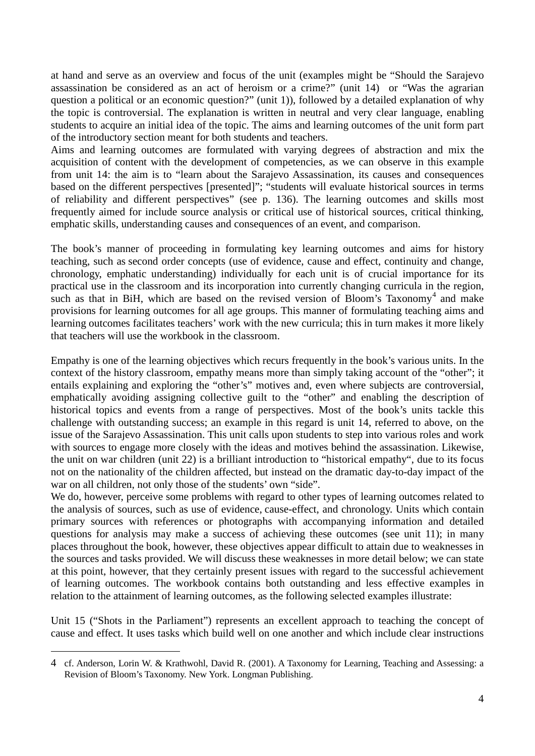at hand and serve as an overview and focus of the unit (examples might be "Should the Sarajevo assassination be considered as an act of heroism or a crime?" (unit 14) or "Was the agrarian question a political or an economic question?" (unit 1)), followed by a detailed explanation of why the topic is controversial. The explanation is written in neutral and very clear language, enabling students to acquire an initial idea of the topic. The aims and learning outcomes of the unit form part of the introductory section meant for both students and teachers.

Aims and learning outcomes are formulated with varying degrees of abstraction and mix the acquisition of content with the development of competencies, as we can observe in this example from unit 14: the aim is to "learn about the Sarajevo Assassination, its causes and consequences based on the different perspectives [presented]"; "students will evaluate historical sources in terms of reliability and different perspectives" (see p. 136). The learning outcomes and skills most frequently aimed for include source analysis or critical use of historical sources, critical thinking, emphatic skills, understanding causes and consequences of an event, and comparison.

The book's manner of proceeding in formulating key learning outcomes and aims for history teaching, such as second order concepts (use of evidence, cause and effect, continuity and change, chronology, emphatic understanding) individually for each unit is of crucial importance for its practical use in the classroom and its incorporation into currently changing curricula in the region, such as that in BiH, which are based on the revised version of Bloom's Taxonomy[4] and make provisions for learning outcomes for all age groups. This manner of formulating teaching aims and learning outcomes facilitates teachers' work with the new curricula; this in turn makes it more likely that teachers will use the workbook in the classroom.

Empathy is one of the learning objectives which recurs frequently in the book's various units. In the context of the history classroom, empathy means more than simply taking account of the "other"; it entails explaining and exploring the "other's" motives and, even where subjects are controversial, emphatically avoiding assigning collective guilt to the "other" and enabling the description of historical topics and events from a range of perspectives. Most of the book's units tackle this challenge with outstanding success; an example in this regard is unit 14, referred to above, on the issue of the Sarajevo Assassination. This unit calls upon students to step into various roles and work with sources to engage more closely with the ideas and motives behind the assassination. Likewise, the unit on war children (unit 22) is a brilliant introduction to "historical empathy", due to its focus not on the nationality of the children affected, but instead on the dramatic day-to-day impact of the war on all children, not only those of the students' own "side".

We do, however, perceive some problems with regard to other types of learning outcomes related to the analysis of sources, such as use of evidence, cause-effect, and chronology. Units which contain primary sources with references or photographs with accompanying information and detailed questions for analysis may make a success of achieving these outcomes (see unit 11); in many places throughout the book, however, these objectives appear difficult to attain due to weaknesses in the sources and tasks provided. We will discuss these weaknesses in more detail below; we can state at this point, however, that they certainly present issues with regard to the successful achievement of learning outcomes. The workbook contains both outstanding and less effective examples in relation to the attainment of learning outcomes, as the following selected examples illustrate:

Unit 15 ("Shots in the Parliament") represents an excellent approach to teaching the concept of cause and effect. It uses tasks which build well on one another and which include clear instructions

---

[4] cf. Anderson, Lorin W. & Krathwohl, David R. (2001). A Taxonomy for Learning, Teaching and Assessing: a Revision of Bloom's Taxonomy. New York. Longman Publishing.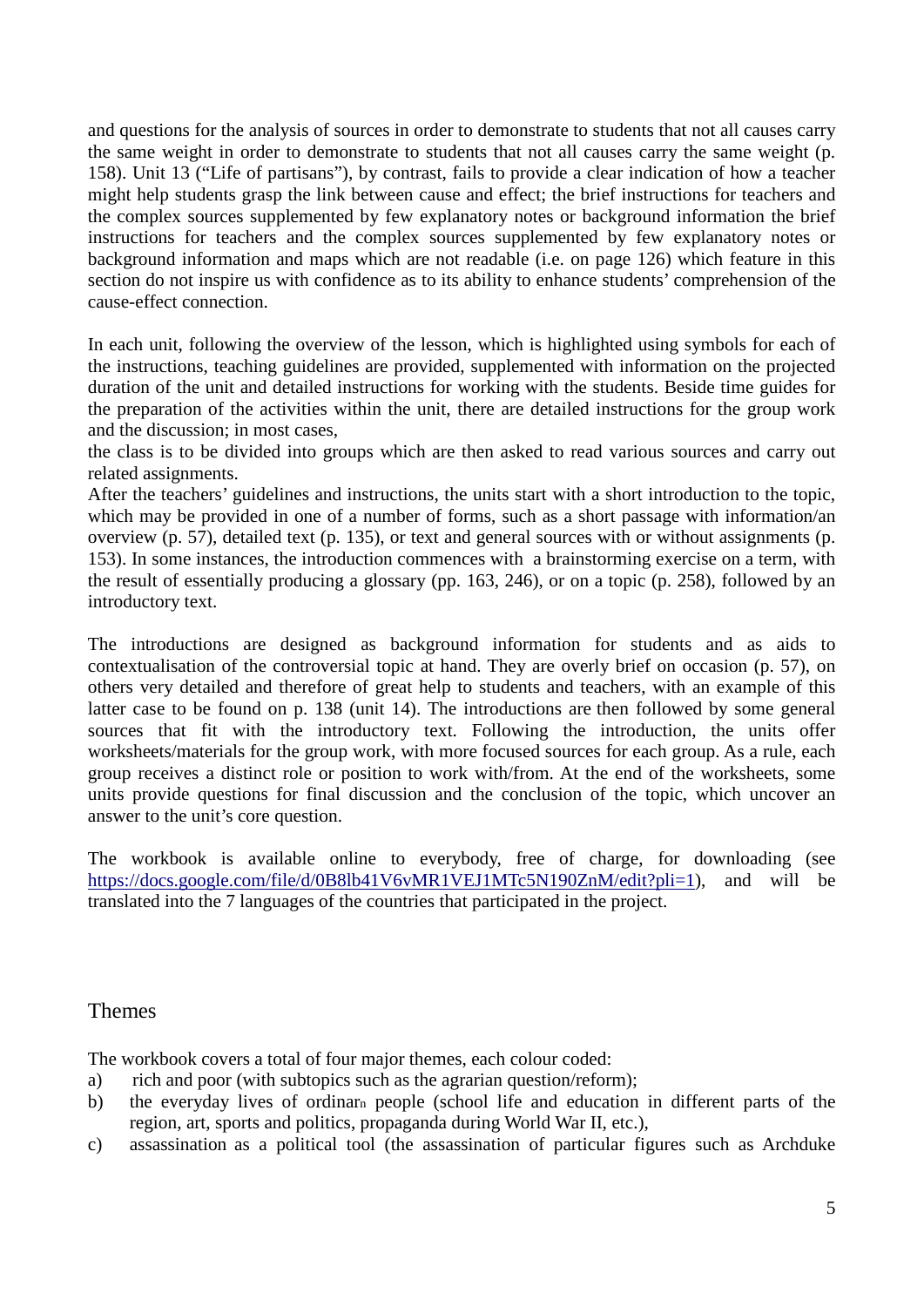and questions for the analysis of sources in order to demonstrate to students that not all causes carry the same weight in order to demonstrate to students that not all causes carry the same weight (p. 158). Unit 13 ("Life of partisans"), by contrast, fails to provide a clear indication of how a teacher might help students grasp the link between cause and effect; the brief instructions for teachers and the complex sources supplemented by few explanatory notes or background information the brief instructions for teachers and the complex sources supplemented by few explanatory notes or background information and maps which are not readable (i.e. on page 126) which feature in this section do not inspire us with confidence as to its ability to enhance students' comprehension of the cause-effect connection.

In each unit, following the overview of the lesson, which is highlighted using symbols for each of the instructions, teaching guidelines are provided, supplemented with information on the projected duration of the unit and detailed instructions for working with the students. Beside time guides for the preparation of the activities within the unit, there are detailed instructions for the group work and the discussion; in most cases,
the class is to be divided into groups which are then asked to read various sources and carry out related assignments.
After the teachers' guidelines and instructions, the units start with a short introduction to the topic, which may be provided in one of a number of forms, such as a short passage with information/an overview (p. 57), detailed text (p. 135), or text and general sources with or without assignments (p. 153). In some instances, the introduction commences with a brainstorming exercise on a term, with the result of essentially producing a glossary (pp. 163, 246), or on a topic (p. 258), followed by an introductory text.

The introductions are designed as background information for students and as aids to contextualisation of the controversial topic at hand. They are overly brief on occasion (p. 57), on others very detailed and therefore of great help to students and teachers, with an example of this latter case to be found on p. 138 (unit 14). The introductions are then followed by some general sources that fit with the introductory text. Following the introduction, the units offer worksheets/materials for the group work, with more focused sources for each group. As a rule, each group receives a distinct role or position to work with/from. At the end of the worksheets, some units provide questions for final discussion and the conclusion of the topic, which uncover an answer to the unit's core question.

The workbook is available online to everybody, free of charge, for downloading (see https://docs.google.com/file/d/0B8lb41V6vMR1VEJ1MTc5N190ZnM/edit?pli=1), and will be translated into the 7 languages of the countries that participated in the project.

## Themes

The workbook covers a total of four major themes, each colour coded:

a) rich and poor (with subtopics such as the agrarian question/reform);
b) the everyday lives of ordinarn people (school life and education in different parts of the region, art, sports and politics, propaganda during World War II, etc.),
c) assassination as a political tool (the assassination of particular figures such as Archduke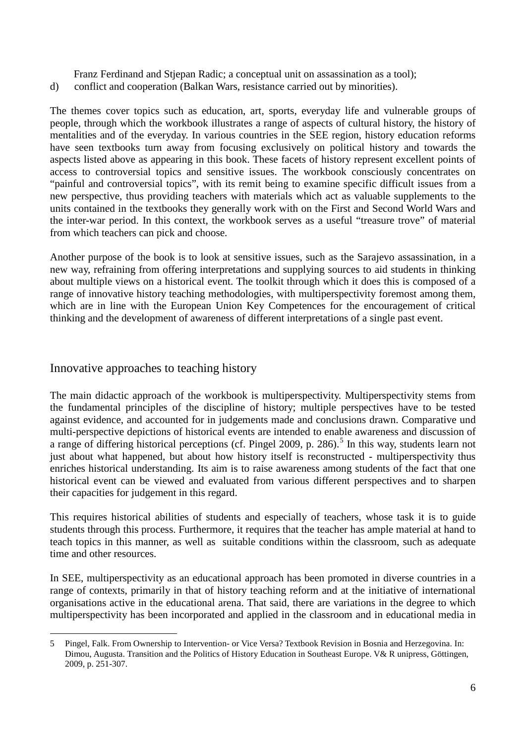Franz Ferdinand and Stjepan Radic; a conceptual unit on assassination as a tool);

d) conflict and cooperation (Balkan Wars, resistance carried out by minorities).

The themes cover topics such as education, art, sports, everyday life and vulnerable groups of people, through which the workbook illustrates a range of aspects of cultural history, the history of mentalities and of the everyday. In various countries in the SEE region, history education reforms have seen textbooks turn away from focusing exclusively on political history and towards the aspects listed above as appearing in this book. These facets of history represent excellent points of access to controversial topics and sensitive issues. The workbook consciously concentrates on "painful and controversial topics", with its remit being to examine specific difficult issues from a new perspective, thus providing teachers with materials which act as valuable supplements to the units contained in the textbooks they generally work with on the First and Second World Wars and the inter-war period. In this context, the workbook serves as a useful "treasure trove" of material from which teachers can pick and choose.

Another purpose of the book is to look at sensitive issues, such as the Sarajevo assassination, in a new way, refraining from offering interpretations and supplying sources to aid students in thinking about multiple views on a historical event. The toolkit through which it does this is composed of a range of innovative history teaching methodologies, with multiperspectivity foremost among them, which are in line with the European Union Key Competences for the encouragement of critical thinking and the development of awareness of different interpretations of a single past event.

## Innovative approaches to teaching history

The main didactic approach of the workbook is multiperspectivity. Multiperspectivity stems from the fundamental principles of the discipline of history; multiple perspectives have to be tested against evidence, and accounted for in judgements made and conclusions drawn. Comparative und multi-perspective depictions of historical events are intended to enable awareness and discussion of a range of differing historical perceptions (cf. Pingel 2009, p. 286).[5] In this way, students learn not just about what happened, but about how history itself is reconstructed - multiperspectivity thus enriches historical understanding. Its aim is to raise awareness among students of the fact that one historical event can be viewed and evaluated from various different perspectives and to sharpen their capacities for judgement in this regard.

This requires historical abilities of students and especially of teachers, whose task it is to guide students through this process. Furthermore, it requires that the teacher has ample material at hand to teach topics in this manner, as well as suitable conditions within the classroom, such as adequate time and other resources.

In SEE, multiperspectivity as an educational approach has been promoted in diverse countries in a range of contexts, primarily in that of history teaching reform and at the initiative of international organisations active in the educational arena. That said, there are variations in the degree to which multiperspectivity has been incorporated and applied in the classroom and in educational media in

---

5 Pingel, Falk. From Ownership to Intervention- or Vice Versa? Textbook Revision in Bosnia and Herzegovina. In: Dimou, Augusta. Transition and the Politics of History Education in Southeast Europe. V& R unipress, Göttingen, 2009, p. 251-307.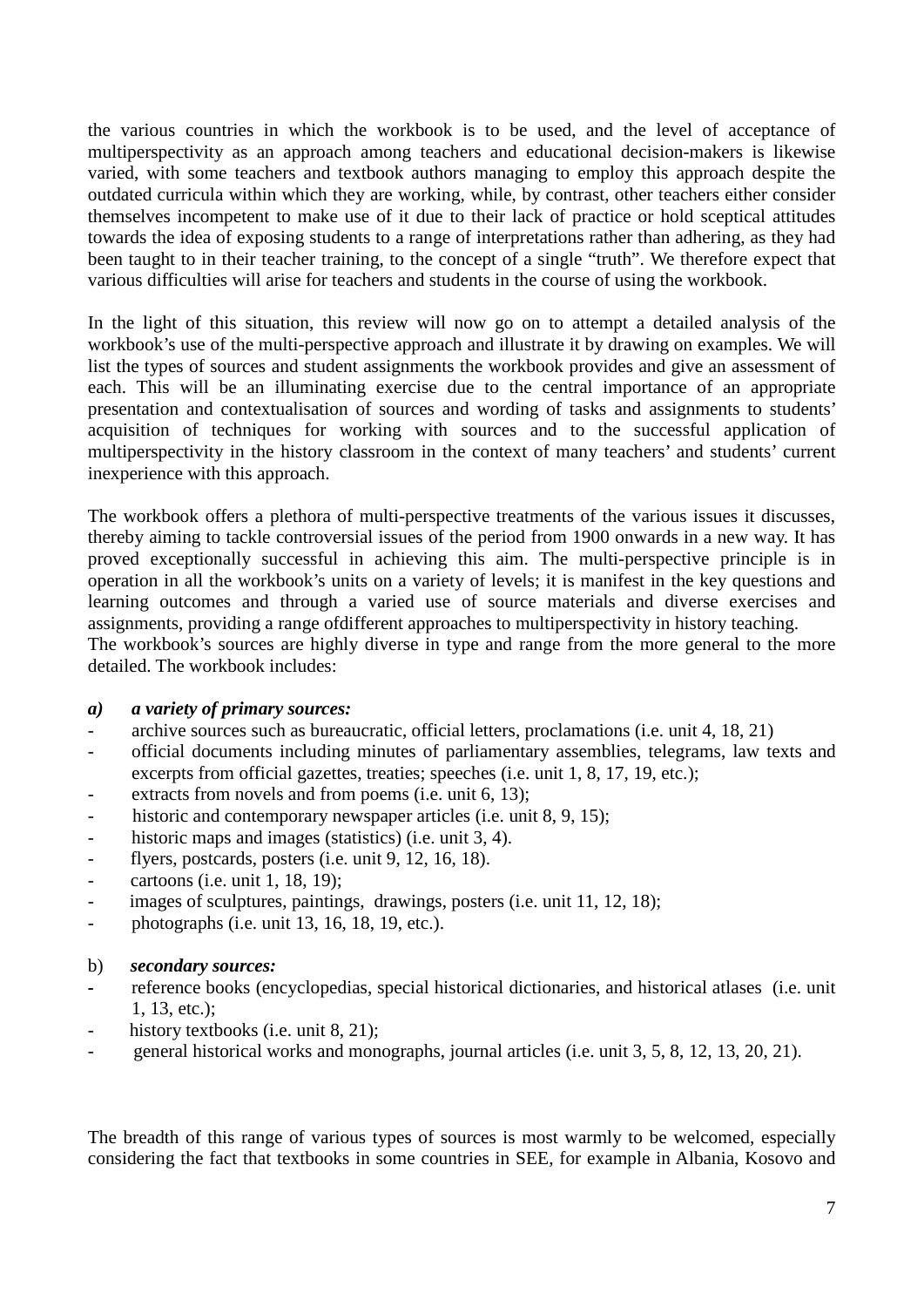the various countries in which the workbook is to be used, and the level of acceptance of multiperspectivity as an approach among teachers and educational decision-makers is likewise varied, with some teachers and textbook authors managing to employ this approach despite the outdated curricula within which they are working, while, by contrast, other teachers either consider themselves incompetent to make use of it due to their lack of practice or hold sceptical attitudes towards the idea of exposing students to a range of interpretations rather than adhering, as they had been taught to in their teacher training, to the concept of a single "truth". We therefore expect that various difficulties will arise for teachers and students in the course of using the workbook.

In the light of this situation, this review will now go on to attempt a detailed analysis of the workbook's use of the multi-perspective approach and illustrate it by drawing on examples. We will list the types of sources and student assignments the workbook provides and give an assessment of each. This will be an illuminating exercise due to the central importance of an appropriate presentation and contextualisation of sources and wording of tasks and assignments to students' acquisition of techniques for working with sources and to the successful application of multiperspectivity in the history classroom in the context of many teachers' and students' current inexperience with this approach.

The workbook offers a plethora of multi-perspective treatments of the various issues it discusses, thereby aiming to tackle controversial issues of the period from 1900 onwards in a new way. It has proved exceptionally successful in achieving this aim. The multi-perspective principle is in operation in all the workbook's units on a variety of levels; it is manifest in the key questions and learning outcomes and through a varied use of source materials and diverse exercises and assignments, providing a range ofdifferent approaches to multiperspectivity in history teaching.
The workbook's sources are highly diverse in type and range from the more general to the more detailed. The workbook includes:

***a) a variety of primary sources:***

- archive sources such as bureaucratic, official letters, proclamations (i.e. unit 4, 18, 21)
- official documents including minutes of parliamentary assemblies, telegrams, law texts and excerpts from official gazettes, treaties; speeches (i.e. unit 1, 8, 17, 19, etc.);
- extracts from novels and from poems (i.e. unit 6, 13);
- historic and contemporary newspaper articles (i.e. unit 8, 9, 15);
- historic maps and images (statistics) (i.e. unit 3, 4).
- flyers, postcards, posters (i.e. unit 9, 12, 16, 18).
- cartoons (i.e. unit 1, 18, 19);
- images of sculptures, paintings, drawings, posters (i.e. unit 11, 12, 18);
- photographs (i.e. unit 13, 16, 18, 19, etc.).

b) ***secondary sources:***

- reference books (encyclopedias, special historical dictionaries, and historical atlases (i.e. unit 1, 13, etc.);
- history textbooks (i.e. unit 8, 21);
- general historical works and monographs, journal articles (i.e. unit 3, 5, 8, 12, 13, 20, 21).

The breadth of this range of various types of sources is most warmly to be welcomed, especially considering the fact that textbooks in some countries in SEE, for example in Albania, Kosovo and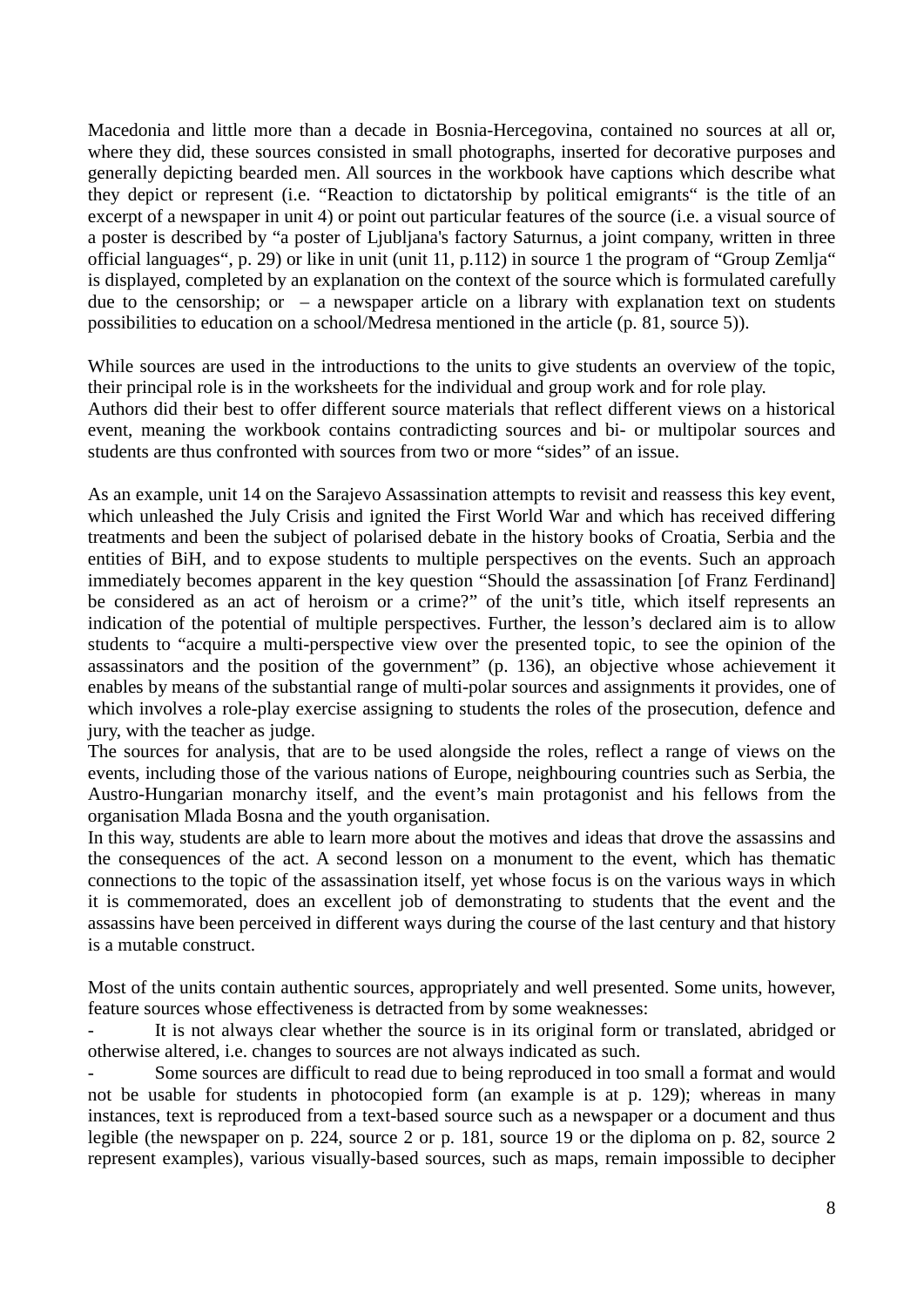Macedonia and little more than a decade in Bosnia-Hercegovina, contained no sources at all or, where they did, these sources consisted in small photographs, inserted for decorative purposes and generally depicting bearded men. All sources in the workbook have captions which describe what they depict or represent (i.e. "Reaction to dictatorship by political emigrants" is the title of an excerpt of a newspaper in unit 4) or point out particular features of the source (i.e. a visual source of a poster is described by "a poster of Ljubljana's factory Saturnus, a joint company, written in three official languages", p. 29) or like in unit (unit 11, p.112) in source 1 the program of "Group Zemlja" is displayed, completed by an explanation on the context of the source which is formulated carefully due to the censorship; or – a newspaper article on a library with explanation text on students possibilities to education on a school/Medresa mentioned in the article (p. 81, source 5)).

While sources are used in the introductions to the units to give students an overview of the topic, their principal role is in the worksheets for the individual and group work and for role play.
Authors did their best to offer different source materials that reflect different views on a historical event, meaning the workbook contains contradicting sources and bi- or multipolar sources and students are thus confronted with sources from two or more "sides" of an issue.

As an example, unit 14 on the Sarajevo Assassination attempts to revisit and reassess this key event, which unleashed the July Crisis and ignited the First World War and which has received differing treatments and been the subject of polarised debate in the history books of Croatia, Serbia and the entities of BiH, and to expose students to multiple perspectives on the events. Such an approach immediately becomes apparent in the key question "Should the assassination [of Franz Ferdinand] be considered as an act of heroism or a crime?" of the unit's title, which itself represents an indication of the potential of multiple perspectives. Further, the lesson's declared aim is to allow students to "acquire a multi-perspective view over the presented topic, to see the opinion of the assassinators and the position of the government" (p. 136), an objective whose achievement it enables by means of the substantial range of multi-polar sources and assignments it provides, one of which involves a role-play exercise assigning to students the roles of the prosecution, defence and jury, with the teacher as judge.
The sources for analysis, that are to be used alongside the roles, reflect a range of views on the events, including those of the various nations of Europe, neighbouring countries such as Serbia, the Austro-Hungarian monarchy itself, and the event's main protagonist and his fellows from the organisation Mlada Bosna and the youth organisation.
In this way, students are able to learn more about the motives and ideas that drove the assassins and the consequences of the act. A second lesson on a monument to the event, which has thematic connections to the topic of the assassination itself, yet whose focus is on the various ways in which it is commemorated, does an excellent job of demonstrating to students that the event and the assassins have been perceived in different ways during the course of the last century and that history is a mutable construct.

Most of the units contain authentic sources, appropriately and well presented. Some units, however, feature sources whose effectiveness is detracted from by some weaknesses:

- It is not always clear whether the source is in its original form or translated, abridged or otherwise altered, i.e. changes to sources are not always indicated as such.
- Some sources are difficult to read due to being reproduced in too small a format and would not be usable for students in photocopied form (an example is at p. 129); whereas in many instances, text is reproduced from a text-based source such as a newspaper or a document and thus legible (the newspaper on p. 224, source 2 or p. 181, source 19 or the diploma on p. 82, source 2 represent examples), various visually-based sources, such as maps, remain impossible to decipher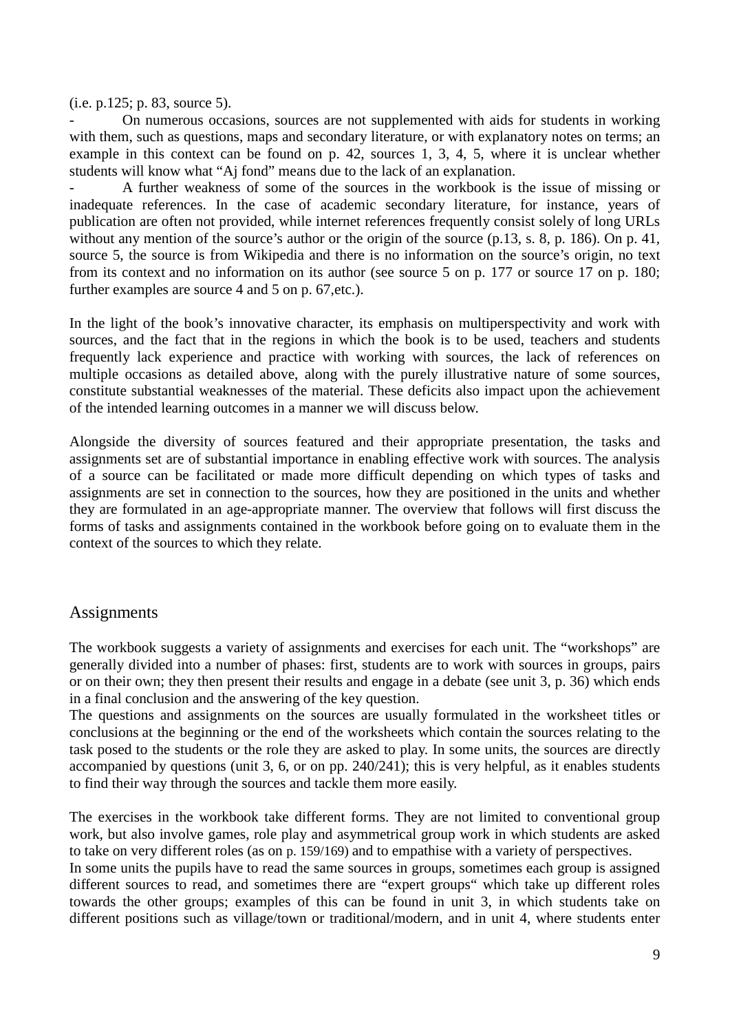(i.e. p.125; p. 83, source 5).

- On numerous occasions, sources are not supplemented with aids for students in working with them, such as questions, maps and secondary literature, or with explanatory notes on terms; an example in this context can be found on p. 42, sources 1, 3, 4, 5, where it is unclear whether students will know what "Aj fond" means due to the lack of an explanation.
- A further weakness of some of the sources in the workbook is the issue of missing or inadequate references. In the case of academic secondary literature, for instance, years of publication are often not provided, while internet references frequently consist solely of long URLs without any mention of the source's author or the origin of the source (p.13, s. 8, p. 186). On p. 41, source 5, the source is from Wikipedia and there is no information on the source's origin, no text from its context and no information on its author (see source 5 on p. 177 or source 17 on p. 180; further examples are source 4 and 5 on p. 67,etc.).

In the light of the book's innovative character, its emphasis on multiperspectivity and work with sources, and the fact that in the regions in which the book is to be used, teachers and students frequently lack experience and practice with working with sources, the lack of references on multiple occasions as detailed above, along with the purely illustrative nature of some sources, constitute substantial weaknesses of the material. These deficits also impact upon the achievement of the intended learning outcomes in a manner we will discuss below.

Alongside the diversity of sources featured and their appropriate presentation, the tasks and assignments set are of substantial importance in enabling effective work with sources. The analysis of a source can be facilitated or made more difficult depending on which types of tasks and assignments are set in connection to the sources, how they are positioned in the units and whether they are formulated in an age-appropriate manner. The overview that follows will first discuss the forms of tasks and assignments contained in the workbook before going on to evaluate them in the context of the sources to which they relate.

## Assignments

The workbook suggests a variety of assignments and exercises for each unit. The "workshops" are generally divided into a number of phases: first, students are to work with sources in groups, pairs or on their own; they then present their results and engage in a debate (see unit 3, p. 36) which ends in a final conclusion and the answering of the key question.

The questions and assignments on the sources are usually formulated in the worksheet titles or conclusions at the beginning or the end of the worksheets which contain the sources relating to the task posed to the students or the role they are asked to play. In some units, the sources are directly accompanied by questions (unit 3, 6, or on pp. 240/241); this is very helpful, as it enables students to find their way through the sources and tackle them more easily.

The exercises in the workbook take different forms. They are not limited to conventional group work, but also involve games, role play and asymmetrical group work in which students are asked to take on very different roles (as on p. 159/169) and to empathise with a variety of perspectives.

In some units the pupils have to read the same sources in groups, sometimes each group is assigned different sources to read, and sometimes there are "expert groups" which take up different roles towards the other groups; examples of this can be found in unit 3, in which students take on different positions such as village/town or traditional/modern, and in unit 4, where students enter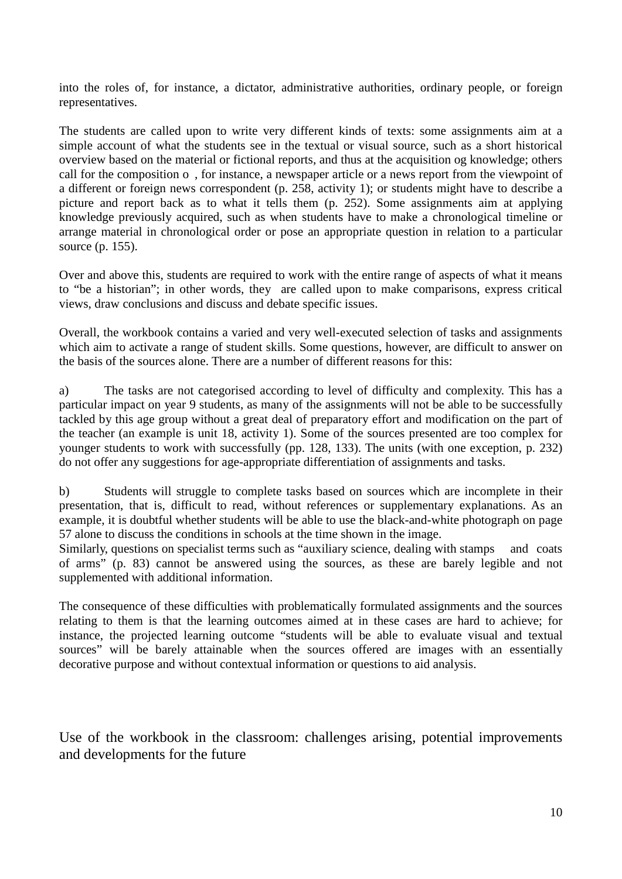into the roles of, for instance, a dictator, administrative authorities, ordinary people, or foreign representatives.

The students are called upon to write very different kinds of texts: some assignments aim at a simple account of what the students see in the textual or visual source, such as a short historical overview based on the material or fictional reports, and thus at the acquisition og knowledge; others call for the composition o , for instance, a newspaper article or a news report from the viewpoint of a different or foreign news correspondent (p. 258, activity 1); or students might have to describe a picture and report back as to what it tells them (p. 252). Some assignments aim at applying knowledge previously acquired, such as when students have to make a chronological timeline or arrange material in chronological order or pose an appropriate question in relation to a particular source (p. 155).

Over and above this, students are required to work with the entire range of aspects of what it means to "be a historian"; in other words, they are called upon to make comparisons, express critical views, draw conclusions and discuss and debate specific issues.

Overall, the workbook contains a varied and very well-executed selection of tasks and assignments which aim to activate a range of student skills. Some questions, however, are difficult to answer on the basis of the sources alone. There are a number of different reasons for this:

a) The tasks are not categorised according to level of difficulty and complexity. This has a particular impact on year 9 students, as many of the assignments will not be able to be successfully tackled by this age group without a great deal of preparatory effort and modification on the part of the teacher (an example is unit 18, activity 1). Some of the sources presented are too complex for younger students to work with successfully (pp. 128, 133). The units (with one exception, p. 232) do not offer any suggestions for age-appropriate differentiation of assignments and tasks.

b) Students will struggle to complete tasks based on sources which are incomplete in their presentation, that is, difficult to read, without references or supplementary explanations. As an example, it is doubtful whether students will be able to use the black-and-white photograph on page 57 alone to discuss the conditions in schools at the time shown in the image.
Similarly, questions on specialist terms such as "auxiliary science, dealing with stamps and coats of arms" (p. 83) cannot be answered using the sources, as these are barely legible and not supplemented with additional information.

The consequence of these difficulties with problematically formulated assignments and the sources relating to them is that the learning outcomes aimed at in these cases are hard to achieve; for instance, the projected learning outcome "students will be able to evaluate visual and textual sources" will be barely attainable when the sources offered are images with an essentially decorative purpose and without contextual information or questions to aid analysis.

## Use of the workbook in the classroom: challenges arising, potential improvements and developments for the future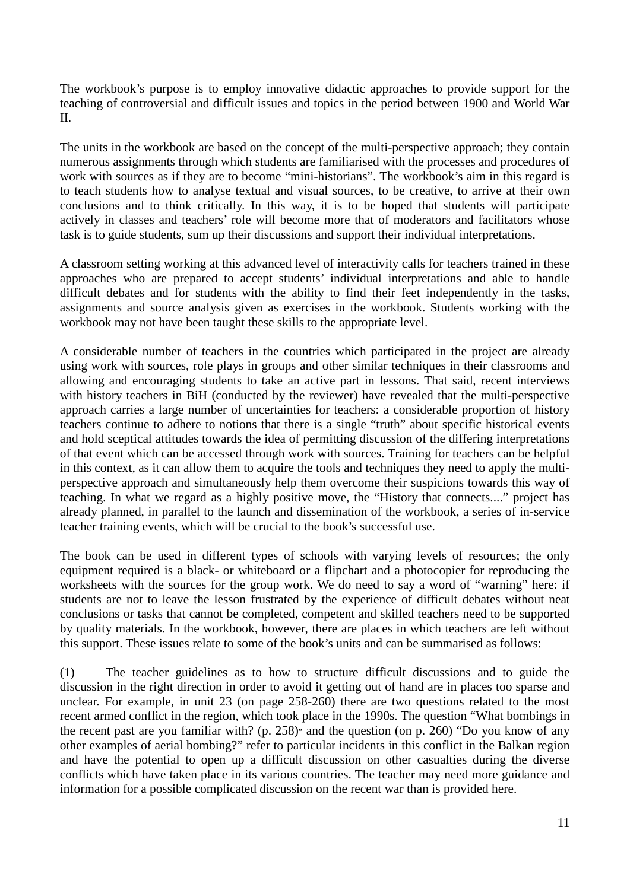The workbook's purpose is to employ innovative didactic approaches to provide support for the teaching of controversial and difficult issues and topics in the period between 1900 and World War II.

The units in the workbook are based on the concept of the multi-perspective approach; they contain numerous assignments through which students are familiarised with the processes and procedures of work with sources as if they are to become "mini-historians". The workbook's aim in this regard is to teach students how to analyse textual and visual sources, to be creative, to arrive at their own conclusions and to think critically. In this way, it is to be hoped that students will participate actively in classes and teachers' role will become more that of moderators and facilitators whose task is to guide students, sum up their discussions and support their individual interpretations.

A classroom setting working at this advanced level of interactivity calls for teachers trained in these approaches who are prepared to accept students' individual interpretations and able to handle difficult debates and for students with the ability to find their feet independently in the tasks, assignments and source analysis given as exercises in the workbook. Students working with the workbook may not have been taught these skills to the appropriate level.

A considerable number of teachers in the countries which participated in the project are already using work with sources, role plays in groups and other similar techniques in their classrooms and allowing and encouraging students to take an active part in lessons. That said, recent interviews with history teachers in BiH (conducted by the reviewer) have revealed that the multi-perspective approach carries a large number of uncertainties for teachers: a considerable proportion of history teachers continue to adhere to notions that there is a single "truth" about specific historical events and hold sceptical attitudes towards the idea of permitting discussion of the differing interpretations of that event which can be accessed through work with sources. Training for teachers can be helpful in this context, as it can allow them to acquire the tools and techniques they need to apply the multi-perspective approach and simultaneously help them overcome their suspicions towards this way of teaching. In what we regard as a highly positive move, the "History that connects...." project has already planned, in parallel to the launch and dissemination of the workbook, a series of in-service teacher training events, which will be crucial to the book's successful use.

The book can be used in different types of schools with varying levels of resources; the only equipment required is a black- or whiteboard or a flipchart and a photocopier for reproducing the worksheets with the sources for the group work. We do need to say a word of "warning" here: if students are not to leave the lesson frustrated by the experience of difficult debates without neat conclusions or tasks that cannot be completed, competent and skilled teachers need to be supported by quality materials. In the workbook, however, there are places in which teachers are left without this support. These issues relate to some of the book's units and can be summarised as follows:

(1) The teacher guidelines as to how to structure difficult discussions and to guide the discussion in the right direction in order to avoid it getting out of hand are in places too sparse and unclear. For example, in unit 23 (on page 258-260) there are two questions related to the most recent armed conflict in the region, which took place in the 1990s. The question "What bombings in the recent past are you familiar with? (p. 258)" and the question (on p. 260) "Do you know of any other examples of aerial bombing?" refer to particular incidents in this conflict in the Balkan region and have the potential to open up a difficult discussion on other casualties during the diverse conflicts which have taken place in its various countries. The teacher may need more guidance and information for a possible complicated discussion on the recent war than is provided here.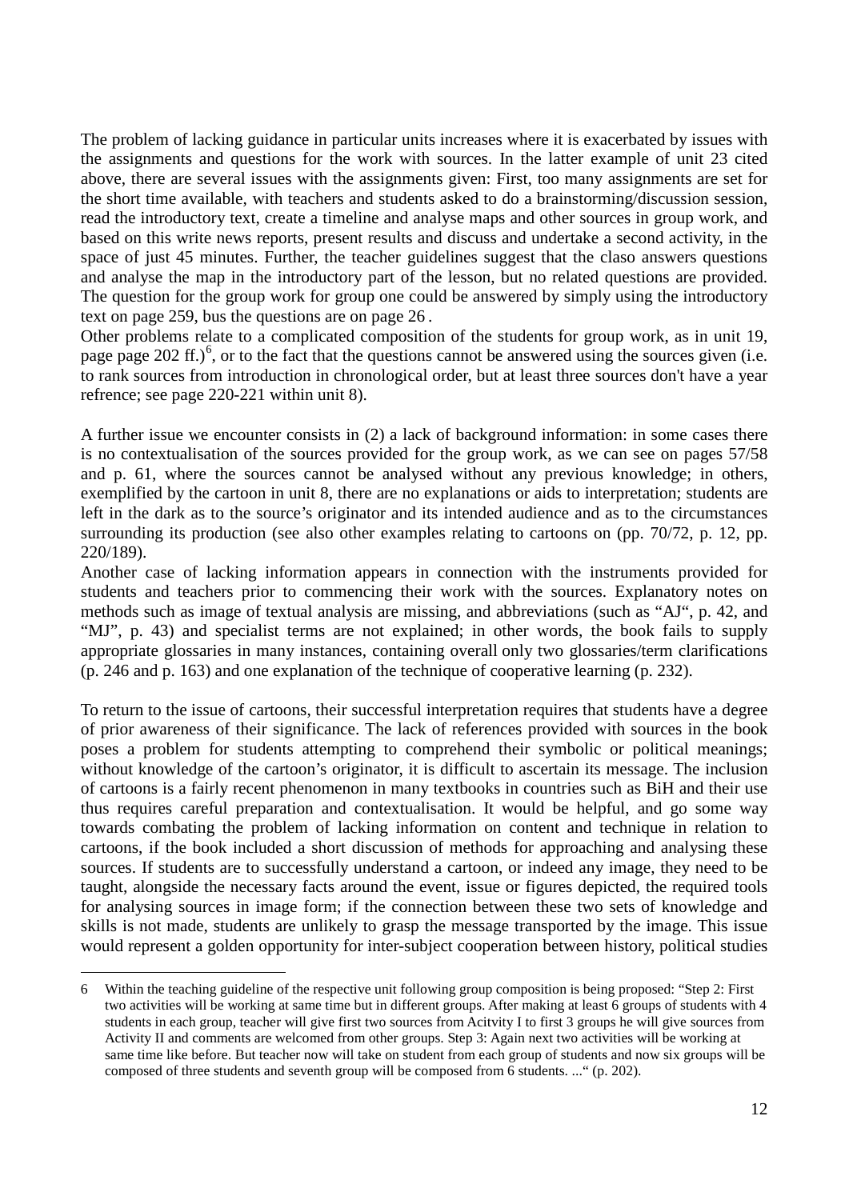The problem of lacking guidance in particular units increases where it is exacerbated by issues with the assignments and questions for the work with sources. In the latter example of unit 23 cited above, there are several issues with the assignments given: First, too many assignments are set for the short time available, with teachers and students asked to do a brainstorming/discussion session, read the introductory text, create a timeline and analyse maps and other sources in group work, and based on this write news reports, present results and discuss and undertake a second activity, in the space of just 45 minutes. Further, the teacher guidelines suggest that the claso answers questions and analyse the map in the introductory part of the lesson, but no related questions are provided. The question for the group work for group one could be answered by simply using the introductory text on page 259, bus the questions are on page 26 .

Other problems relate to a complicated composition of the students for group work, as in unit 19, page page 202 ff.)[6], or to the fact that the questions cannot be answered using the sources given (i.e. to rank sources from introduction in chronological order, but at least three sources don't have a year refrence; see page 220-221 within unit 8).

A further issue we encounter consists in (2) a lack of background information: in some cases there is no contextualisation of the sources provided for the group work, as we can see on pages 57/58 and p. 61, where the sources cannot be analysed without any previous knowledge; in others, exemplified by the cartoon in unit 8, there are no explanations or aids to interpretation; students are left in the dark as to the source's originator and its intended audience and as to the circumstances surrounding its production (see also other examples relating to cartoons on (pp. 70/72, p. 12, pp. 220/189).

Another case of lacking information appears in connection with the instruments provided for students and teachers prior to commencing their work with the sources. Explanatory notes on methods such as image of textual analysis are missing, and abbreviations (such as "AJ", p. 42, and "MJ", p. 43) and specialist terms are not explained; in other words, the book fails to supply appropriate glossaries in many instances, containing overall only two glossaries/term clarifications (p. 246 and p. 163) and one explanation of the technique of cooperative learning (p. 232).

To return to the issue of cartoons, their successful interpretation requires that students have a degree of prior awareness of their significance. The lack of references provided with sources in the book poses a problem for students attempting to comprehend their symbolic or political meanings; without knowledge of the cartoon's originator, it is difficult to ascertain its message. The inclusion of cartoons is a fairly recent phenomenon in many textbooks in countries such as BiH and their use thus requires careful preparation and contextualisation. It would be helpful, and go some way towards combating the problem of lacking information on content and technique in relation to cartoons, if the book included a short discussion of methods for approaching and analysing these sources. If students are to successfully understand a cartoon, or indeed any image, they need to be taught, alongside the necessary facts around the event, issue or figures depicted, the required tools for analysing sources in image form; if the connection between these two sets of knowledge and skills is not made, students are unlikely to grasp the message transported by the image. This issue would represent a golden opportunity for inter-subject cooperation between history, political studies

---

6 Within the teaching guideline of the respective unit following group composition is being proposed: "Step 2: First two activities will be working at same time but in different groups. After making at least 6 groups of students with 4 students in each group, teacher will give first two sources from Acitvity I to first 3 groups he will give sources from Activity II and comments are welcomed from other groups. Step 3: Again next two activities will be working at same time like before. But teacher now will take on student from each group of students and now six groups will be composed of three students and seventh group will be composed from 6 students. ..." (p. 202).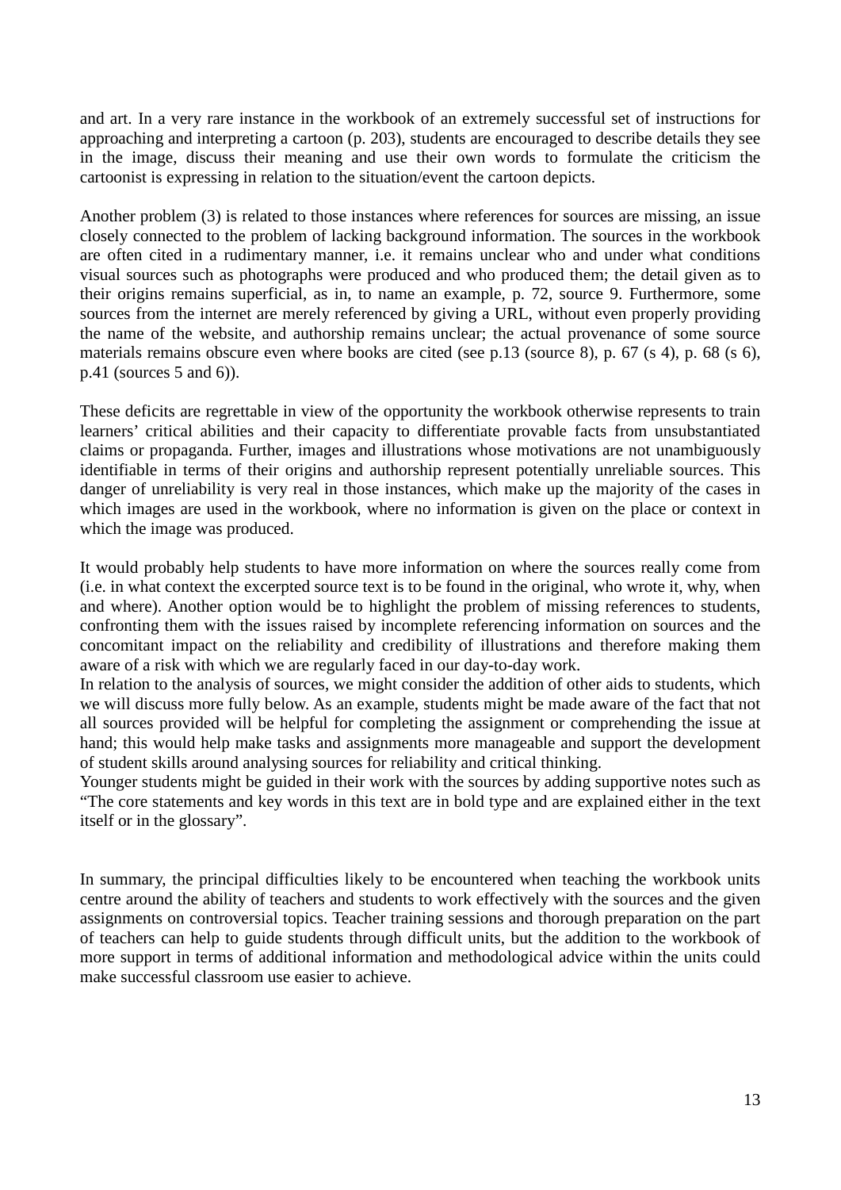and art. In a very rare instance in the workbook of an extremely successful set of instructions for approaching and interpreting a cartoon (p. 203), students are encouraged to describe details they see in the image, discuss their meaning and use their own words to formulate the criticism the cartoonist is expressing in relation to the situation/event the cartoon depicts.

Another problem (3) is related to those instances where references for sources are missing, an issue closely connected to the problem of lacking background information. The sources in the workbook are often cited in a rudimentary manner, i.e. it remains unclear who and under what conditions visual sources such as photographs were produced and who produced them; the detail given as to their origins remains superficial, as in, to name an example, p. 72, source 9. Furthermore, some sources from the internet are merely referenced by giving a URL, without even properly providing the name of the website, and authorship remains unclear; the actual provenance of some source materials remains obscure even where books are cited (see p.13 (source 8), p. 67 (s 4), p. 68 (s 6), p.41 (sources 5 and 6)).

These deficits are regrettable in view of the opportunity the workbook otherwise represents to train learners' critical abilities and their capacity to differentiate provable facts from unsubstantiated claims or propaganda. Further, images and illustrations whose motivations are not unambiguously identifiable in terms of their origins and authorship represent potentially unreliable sources. This danger of unreliability is very real in those instances, which make up the majority of the cases in which images are used in the workbook, where no information is given on the place or context in which the image was produced.

It would probably help students to have more information on where the sources really come from (i.e. in what context the excerpted source text is to be found in the original, who wrote it, why, when and where). Another option would be to highlight the problem of missing references to students, confronting them with the issues raised by incomplete referencing information on sources and the concomitant impact on the reliability and credibility of illustrations and therefore making them aware of a risk with which we are regularly faced in our day-to-day work.

In relation to the analysis of sources, we might consider the addition of other aids to students, which we will discuss more fully below. As an example, students might be made aware of the fact that not all sources provided will be helpful for completing the assignment or comprehending the issue at hand; this would help make tasks and assignments more manageable and support the development of student skills around analysing sources for reliability and critical thinking.

Younger students might be guided in their work with the sources by adding supportive notes such as "The core statements and key words in this text are in bold type and are explained either in the text itself or in the glossary".

In summary, the principal difficulties likely to be encountered when teaching the workbook units centre around the ability of teachers and students to work effectively with the sources and the given assignments on controversial topics. Teacher training sessions and thorough preparation on the part of teachers can help to guide students through difficult units, but the addition to the workbook of more support in terms of additional information and methodological advice within the units could make successful classroom use easier to achieve.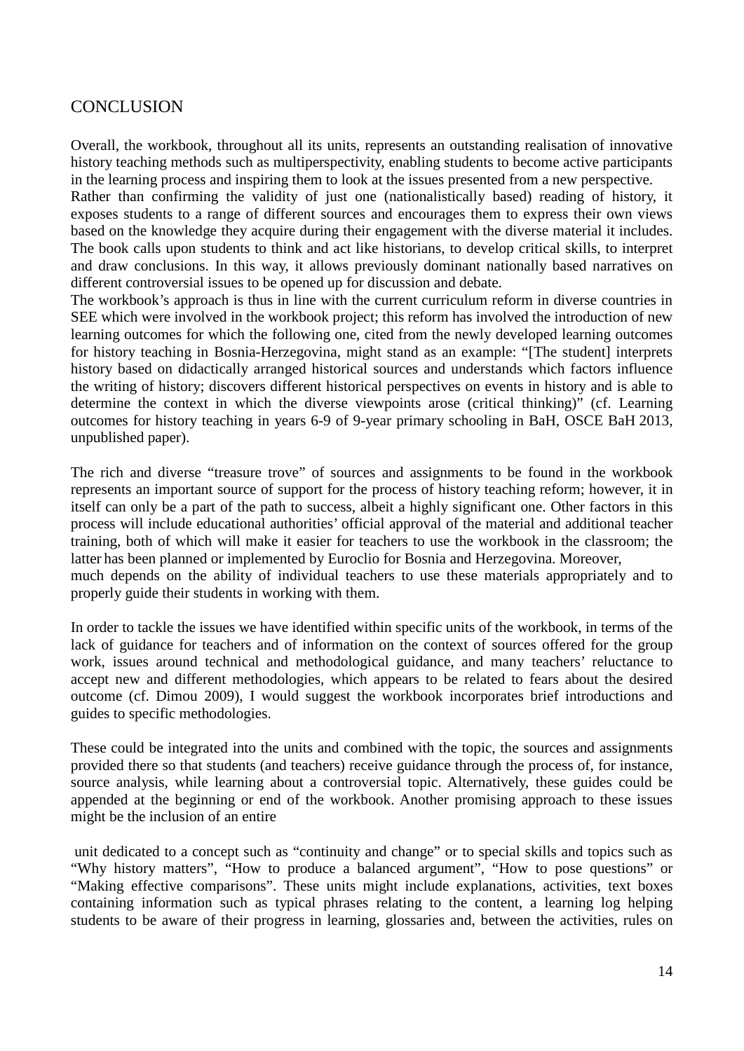## CONCLUSION

Overall, the workbook, throughout all its units, represents an outstanding realisation of innovative history teaching methods such as multiperspectivity, enabling students to become active participants in the learning process and inspiring them to look at the issues presented from a new perspective. Rather than confirming the validity of just one (nationalistically based) reading of history, it exposes students to a range of different sources and encourages them to express their own views based on the knowledge they acquire during their engagement with the diverse material it includes. The book calls upon students to think and act like historians, to develop critical skills, to interpret and draw conclusions. In this way, it allows previously dominant nationally based narratives on different controversial issues to be opened up for discussion and debate.
The workbook's approach is thus in line with the current curriculum reform in diverse countries in SEE which were involved in the workbook project; this reform has involved the introduction of new learning outcomes for which the following one, cited from the newly developed learning outcomes for history teaching in Bosnia-Herzegovina, might stand as an example: "[The student] interprets history based on didactically arranged historical sources and understands which factors influence the writing of history; discovers different historical perspectives on events in history and is able to determine the context in which the diverse viewpoints arose (critical thinking)" (cf. Learning outcomes for history teaching in years 6-9 of 9-year primary schooling in BaH, OSCE BaH 2013, unpublished paper).

The rich and diverse "treasure trove" of sources and assignments to be found in the workbook represents an important source of support for the process of history teaching reform; however, it in itself can only be a part of the path to success, albeit a highly significant one. Other factors in this process will include educational authorities' official approval of the material and additional teacher training, both of which will make it easier for teachers to use the workbook in the classroom; the latter has been planned or implemented by Euroclio for Bosnia and Herzegovina. Moreover, much depends on the ability of individual teachers to use these materials appropriately and to properly guide their students in working with them.

In order to tackle the issues we have identified within specific units of the workbook, in terms of the lack of guidance for teachers and of information on the context of sources offered for the group work, issues around technical and methodological guidance, and many teachers' reluctance to accept new and different methodologies, which appears to be related to fears about the desired outcome (cf. Dimou 2009), I would suggest the workbook incorporates brief introductions and guides to specific methodologies.

These could be integrated into the units and combined with the topic, the sources and assignments provided there so that students (and teachers) receive guidance through the process of, for instance, source analysis, while learning about a controversial topic. Alternatively, these guides could be appended at the beginning or end of the workbook. Another promising approach to these issues might be the inclusion of an entire unit dedicated to a concept such as "continuity and change" or to special skills and topics such as "Why history matters", "How to produce a balanced argument", "How to pose questions" or "Making effective comparisons". These units might include explanations, activities, text boxes containing information such as typical phrases relating to the content, a learning log helping students to be aware of their progress in learning, glossaries and, between the activities, rules on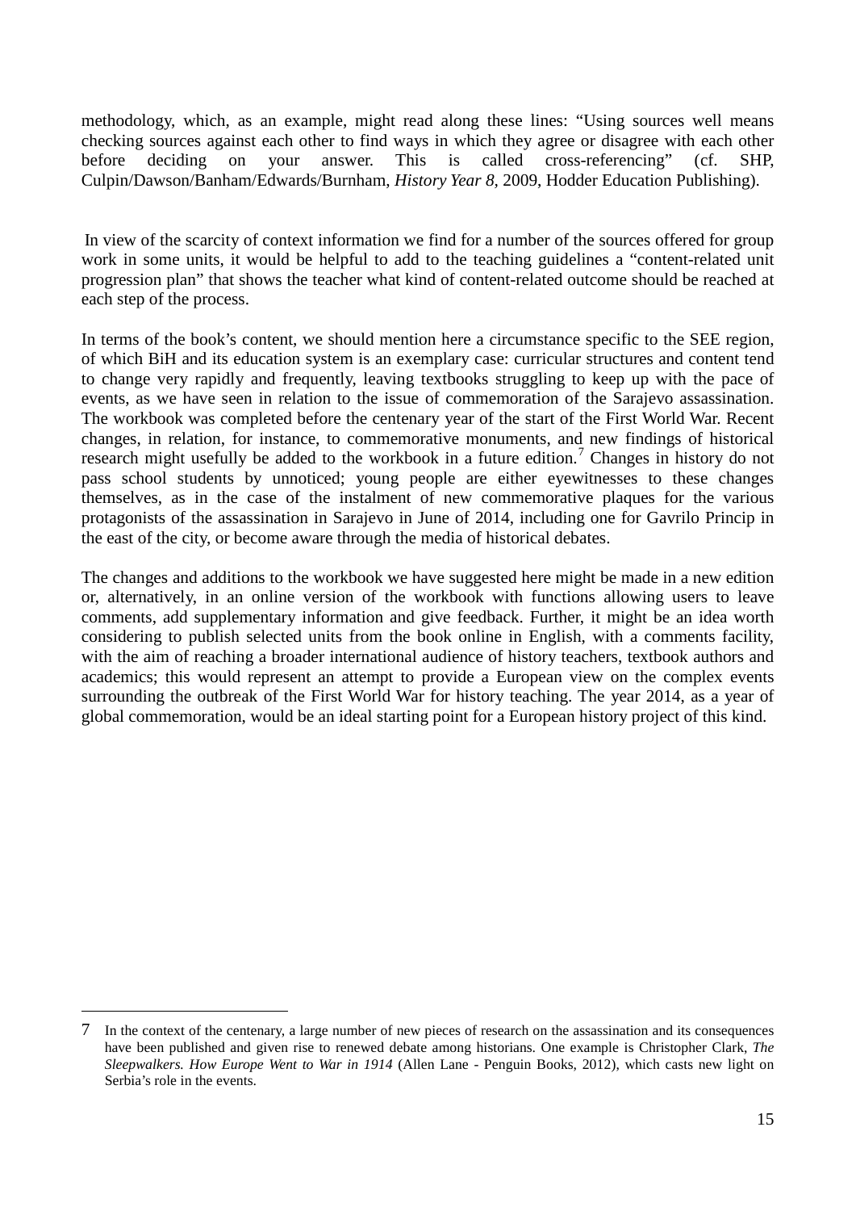methodology, which, as an example, might read along these lines: "Using sources well means checking sources against each other to find ways in which they agree or disagree with each other before deciding on your answer. This is called cross-referencing" (cf. SHP, Culpin/Dawson/Banham/Edwards/Burnham, *History Year 8*, 2009, Hodder Education Publishing).

In view of the scarcity of context information we find for a number of the sources offered for group work in some units, it would be helpful to add to the teaching guidelines a "content-related unit progression plan" that shows the teacher what kind of content-related outcome should be reached at each step of the process.

In terms of the book's content, we should mention here a circumstance specific to the SEE region, of which BiH and its education system is an exemplary case: curricular structures and content tend to change very rapidly and frequently, leaving textbooks struggling to keep up with the pace of events, as we have seen in relation to the issue of commemoration of the Sarajevo assassination. The workbook was completed before the centenary year of the start of the First World War. Recent changes, in relation, for instance, to commemorative monuments, and new findings of historical research might usefully be added to the workbook in a future edition.[7] Changes in history do not pass school students by unnoticed; young people are either eyewitnesses to these changes themselves, as in the case of the instalment of new commemorative plaques for the various protagonists of the assassination in Sarajevo in June of 2014, including one for Gavrilo Princip in the east of the city, or become aware through the media of historical debates.

The changes and additions to the workbook we have suggested here might be made in a new edition or, alternatively, in an online version of the workbook with functions allowing users to leave comments, add supplementary information and give feedback. Further, it might be an idea worth considering to publish selected units from the book online in English, with a comments facility, with the aim of reaching a broader international audience of history teachers, textbook authors and academics; this would represent an attempt to provide a European view on the complex events surrounding the outbreak of the First World War for history teaching. The year 2014, as a year of global commemoration, would be an ideal starting point for a European history project of this kind.

---

7 In the context of the centenary, a large number of new pieces of research on the assassination and its consequences have been published and given rise to renewed debate among historians. One example is Christopher Clark, *The Sleepwalkers. How Europe Went to War in 1914* (Allen Lane - Penguin Books, 2012), which casts new light on Serbia's role in the events.